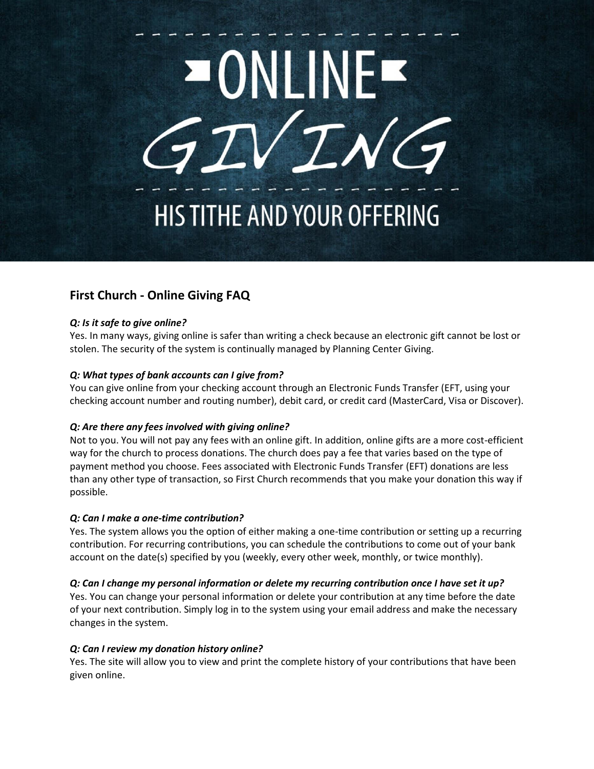# ONLINE GIVING

## HIS TITHE AND YOUR OFFERING

## First Church - Online Giving FAQ

***Q: Is it safe to give online?***

Yes. In many ways, giving online is safer than writing a check because an electronic gift cannot be lost or stolen. The security of the system is continually managed by Planning Center Giving.

***Q: What types of bank accounts can I give from?***

You can give online from your checking account through an Electronic Funds Transfer (EFT, using your checking account number and routing number), debit card, or credit card (MasterCard, Visa or Discover).

***Q: Are there any fees involved with giving online?***

Not to you. You will not pay any fees with an online gift. In addition, online gifts are a more cost-efficient way for the church to process donations. The church does pay a fee that varies based on the type of payment method you choose. Fees associated with Electronic Funds Transfer (EFT) donations are less than any other type of transaction, so First Church recommends that you make your donation this way if possible.

***Q: Can I make a one-time contribution?***

Yes. The system allows you the option of either making a one-time contribution or setting up a recurring contribution. For recurring contributions, you can schedule the contributions to come out of your bank account on the date(s) specified by you (weekly, every other week, monthly, or twice monthly).

***Q: Can I change my personal information or delete my recurring contribution once I have set it up?***

Yes. You can change your personal information or delete your contribution at any time before the date of your next contribution. Simply log in to the system using your email address and make the necessary changes in the system.

***Q: Can I review my donation history online?***

Yes. The site will allow you to view and print the complete history of your contributions that have been given online.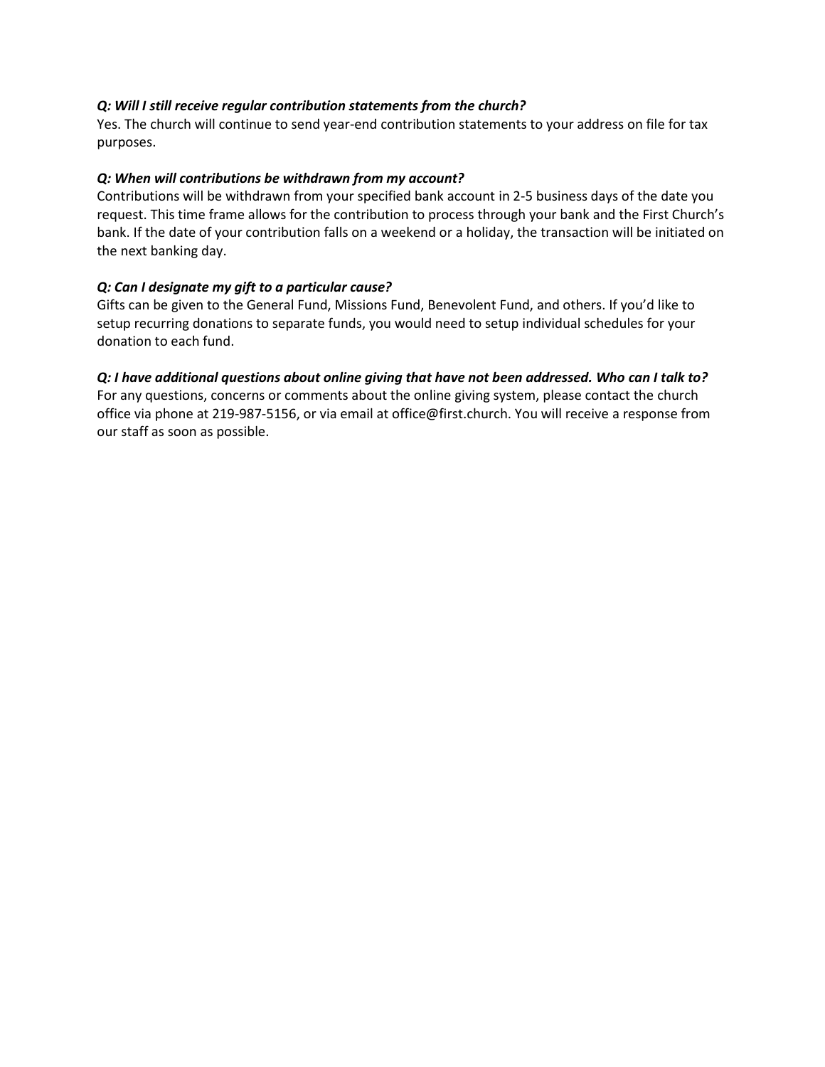***Q: Will I still receive regular contribution statements from the church?***
Yes. The church will continue to send year-end contribution statements to your address on file for tax purposes.

***Q: When will contributions be withdrawn from my account?***
Contributions will be withdrawn from your specified bank account in 2-5 business days of the date you request. This time frame allows for the contribution to process through your bank and the First Church's bank. If the date of your contribution falls on a weekend or a holiday, the transaction will be initiated on the next banking day.

***Q: Can I designate my gift to a particular cause?***
Gifts can be given to the General Fund, Missions Fund, Benevolent Fund, and others. If you'd like to setup recurring donations to separate funds, you would need to setup individual schedules for your donation to each fund.

***Q: I have additional questions about online giving that have not been addressed. Who can I talk to?***
For any questions, concerns or comments about the online giving system, please contact the church office via phone at 219-987-5156, or via email at office@first.church. You will receive a response from our staff as soon as possible.